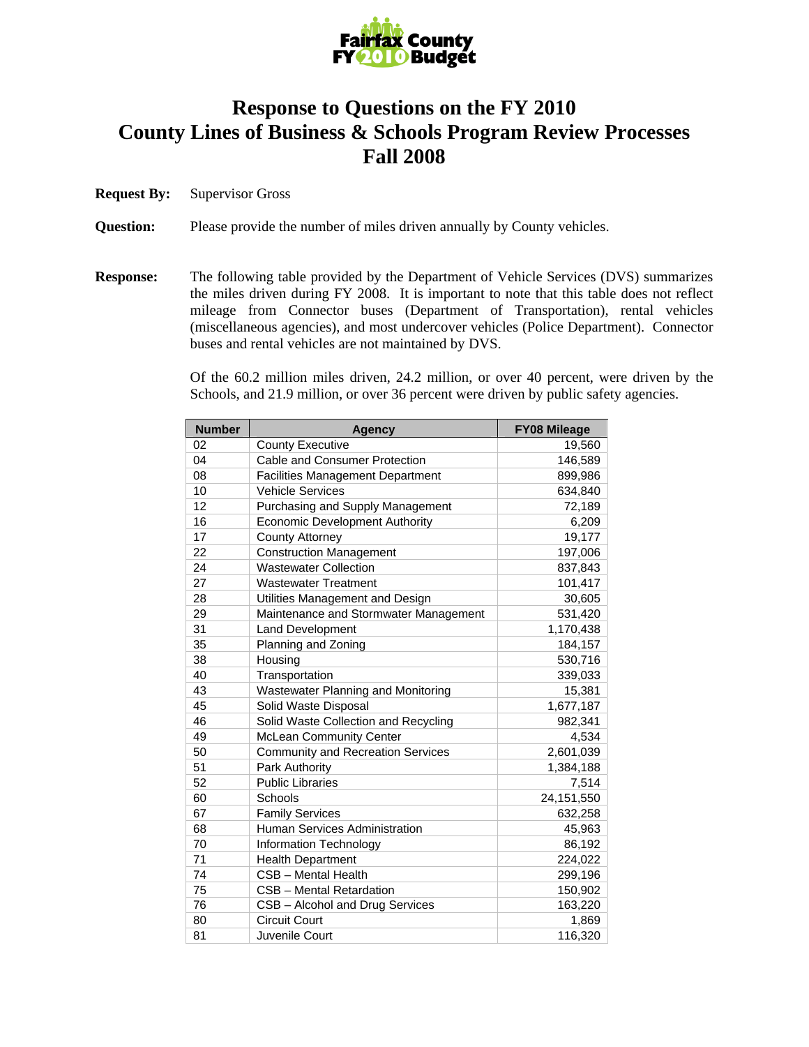Fairfax County FY 2010 Budget

# Response to Questions on the FY 2010 County Lines of Business & Schools Program Review Processes Fall 2008

**Request By:** Supervisor Gross

**Question:** Please provide the number of miles driven annually by County vehicles.

**Response:** The following table provided by the Department of Vehicle Services (DVS) summarizes the miles driven during FY 2008. It is important to note that this table does not reflect mileage from Connector buses (Department of Transportation), rental vehicles (miscellaneous agencies), and most undercover vehicles (Police Department). Connector buses and rental vehicles are not maintained by DVS.

Of the 60.2 million miles driven, 24.2 million, or over 40 percent, were driven by the Schools, and 21.9 million, or over 36 percent were driven by public safety agencies.

| Number | Agency | FY08 Mileage |
|---|---|---|
| 02 | County Executive | 19,560 |
| 04 | Cable and Consumer Protection | 146,589 |
| 08 | Facilities Management Department | 899,986 |
| 10 | Vehicle Services | 634,840 |
| 12 | Purchasing and Supply Management | 72,189 |
| 16 | Economic Development Authority | 6,209 |
| 17 | County Attorney | 19,177 |
| 22 | Construction Management | 197,006 |
| 24 | Wastewater Collection | 837,843 |
| 27 | Wastewater Treatment | 101,417 |
| 28 | Utilities Management and Design | 30,605 |
| 29 | Maintenance and Stormwater Management | 531,420 |
| 31 | Land Development | 1,170,438 |
| 35 | Planning and Zoning | 184,157 |
| 38 | Housing | 530,716 |
| 40 | Transportation | 339,033 |
| 43 | Wastewater Planning and Monitoring | 15,381 |
| 45 | Solid Waste Disposal | 1,677,187 |
| 46 | Solid Waste Collection and Recycling | 982,341 |
| 49 | McLean Community Center | 4,534 |
| 50 | Community and Recreation Services | 2,601,039 |
| 51 | Park Authority | 1,384,188 |
| 52 | Public Libraries | 7,514 |
| 60 | Schools | 24,151,550 |
| 67 | Family Services | 632,258 |
| 68 | Human Services Administration | 45,963 |
| 70 | Information Technology | 86,192 |
| 71 | Health Department | 224,022 |
| 74 | CSB – Mental Health | 299,196 |
| 75 | CSB – Mental Retardation | 150,902 |
| 76 | CSB – Alcohol and Drug Services | 163,220 |
| 80 | Circuit Court | 1,869 |
| 81 | Juvenile Court | 116,320 |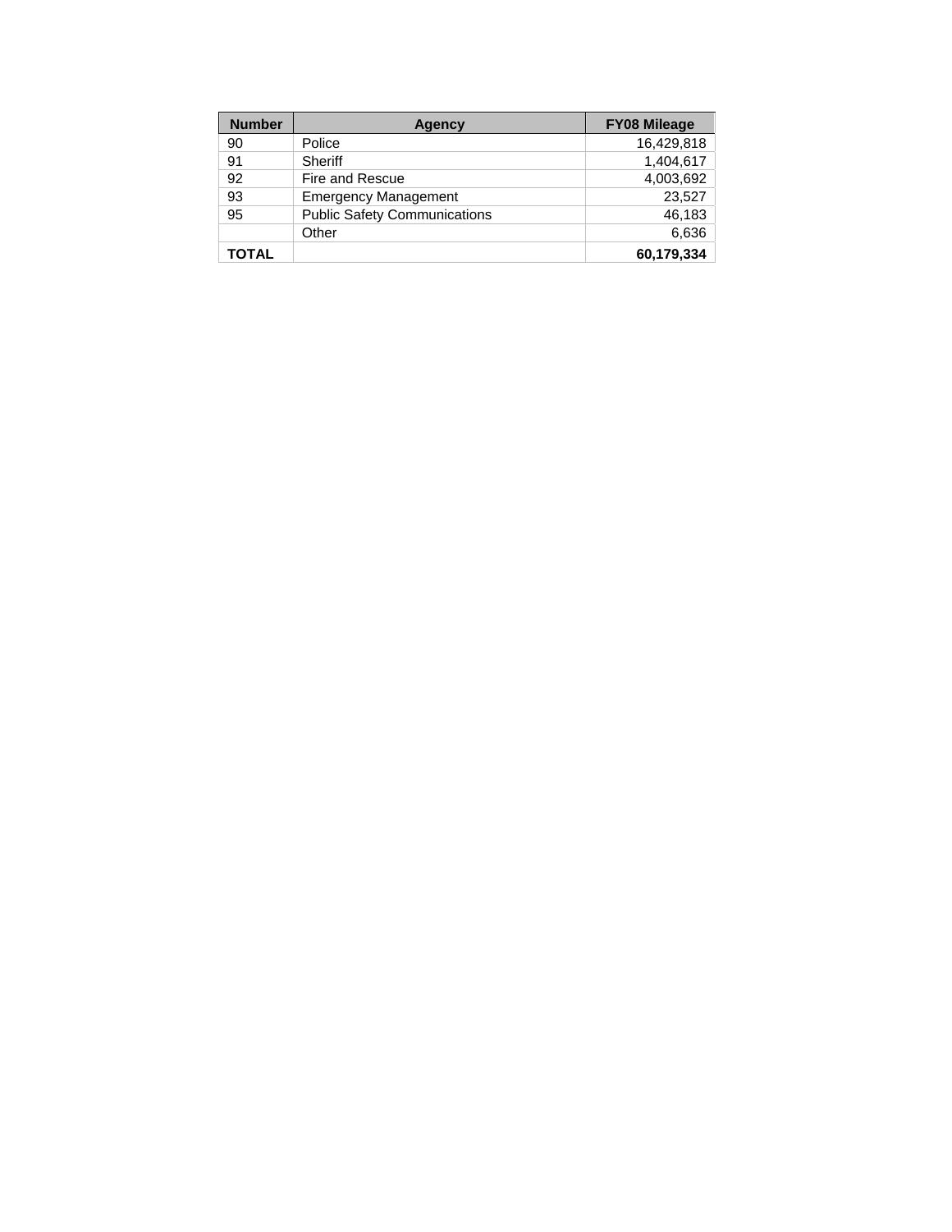| Number | Agency | FY08 Mileage |
|---|---|---|
| 90 | Police | 16,429,818 |
| 91 | Sheriff | 1,404,617 |
| 92 | Fire and Rescue | 4,003,692 |
| 93 | Emergency Management | 23,527 |
| 95 | Public Safety Communications | 46,183 |
| | Other | 6,636 |
| **TOTAL** | | **60,179,334** |